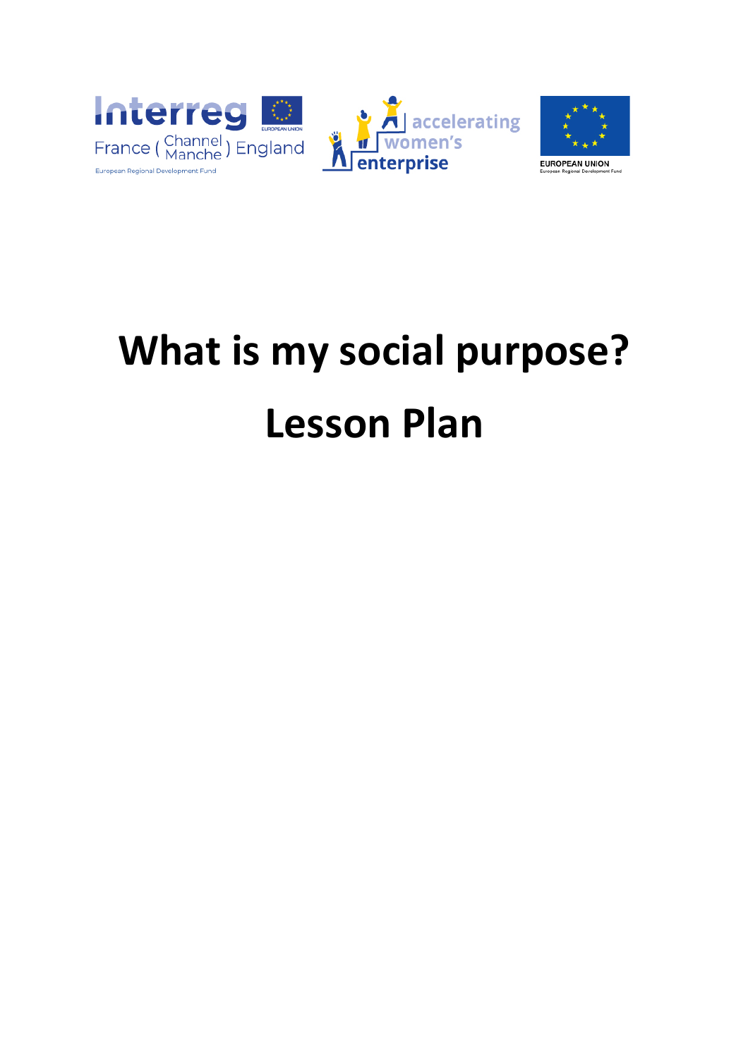# What is my social purpose?

# Lesson Plan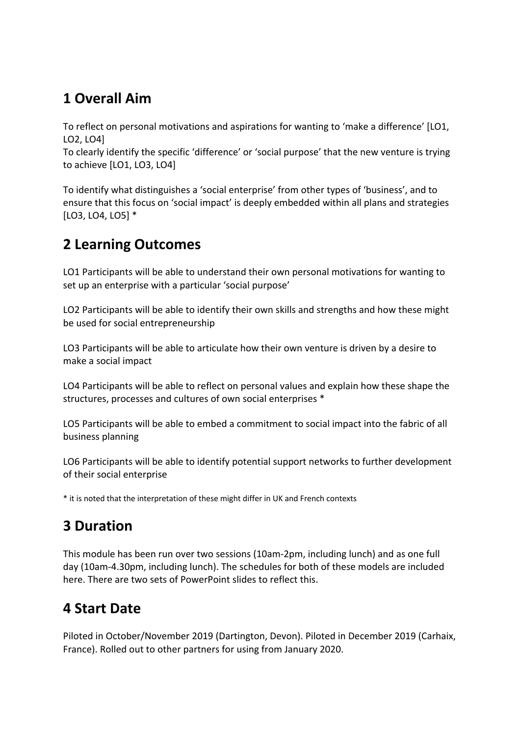## 1 Overall Aim

To reflect on personal motivations and aspirations for wanting to 'make a difference' [LO1, LO2, LO4]
To clearly identify the specific 'difference' or 'social purpose' that the new venture is trying to achieve [LO1, LO3, LO4]

To identify what distinguishes a 'social enterprise' from other types of 'business', and to ensure that this focus on 'social impact' is deeply embedded within all plans and strategies [LO3, LO4, LO5] *

## 2 Learning Outcomes

LO1 Participants will be able to understand their own personal motivations for wanting to set up an enterprise with a particular 'social purpose'

LO2 Participants will be able to identify their own skills and strengths and how these might be used for social entrepreneurship

LO3 Participants will be able to articulate how their own venture is driven by a desire to make a social impact

LO4 Participants will be able to reflect on personal values and explain how these shape the structures, processes and cultures of own social enterprises *

LO5 Participants will be able to embed a commitment to social impact into the fabric of all business planning

LO6 Participants will be able to identify potential support networks to further development of their social enterprise

* it is noted that the interpretation of these might differ in UK and French contexts

## 3 Duration

This module has been run over two sessions (10am-2pm, including lunch) and as one full day (10am-4.30pm, including lunch). The schedules for both of these models are included here. There are two sets of PowerPoint slides to reflect this.

## 4 Start Date

Piloted in October/November 2019 (Dartington, Devon). Piloted in December 2019 (Carhaix, France). Rolled out to other partners for using from January 2020.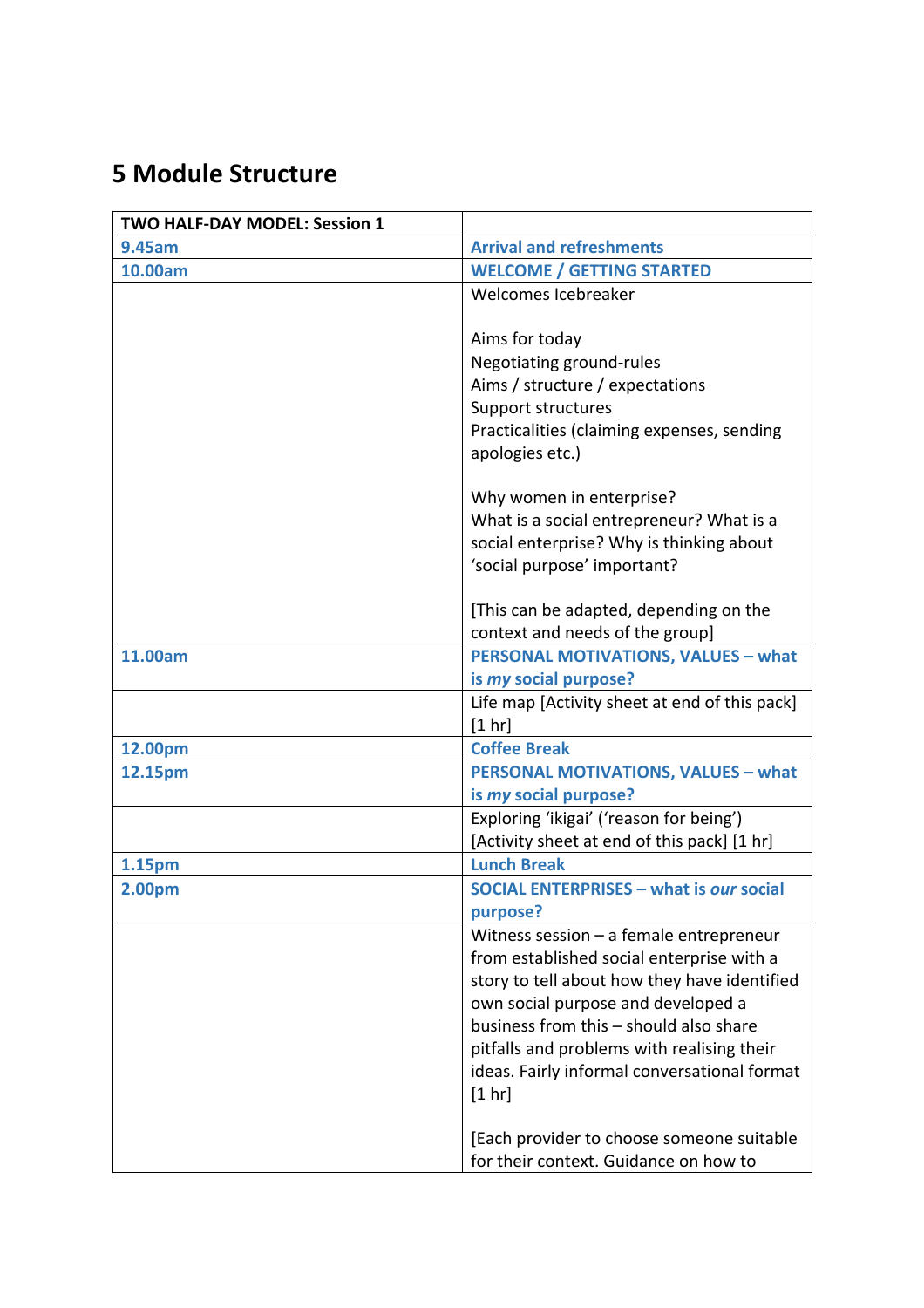## 5 Module Structure

| TWO HALF-DAY MODEL: Session 1 | |
|---|---|
| **9.45am** | **Arrival and refreshments** |
| **10.00am** | **WELCOME / GETTING STARTED** |
| | Welcomes Icebreaker<br><br>Aims for today<br>Negotiating ground-rules<br>Aims / structure / expectations<br>Support structures<br>Practicalities (claiming expenses, sending apologies etc.)<br><br>Why women in enterprise?<br>What is a social entrepreneur? What is a social enterprise? Why is thinking about 'social purpose' important?<br><br>[This can be adapted, depending on the context and needs of the group] |
| **11.00am** | **PERSONAL MOTIVATIONS, VALUES – what is *my* social purpose?** |
| | Life map [Activity sheet at end of this pack] [1 hr] |
| **12.00pm** | **Coffee Break** |
| **12.15pm** | **PERSONAL MOTIVATIONS, VALUES – what is *my* social purpose?** |
| | Exploring 'ikigai' ('reason for being') [Activity sheet at end of this pack] [1 hr] |
| **1.15pm** | **Lunch Break** |
| **2.00pm** | **SOCIAL ENTERPRISES – what is *our* social purpose?** |
| | Witness session – a female entrepreneur from established social enterprise with a story to tell about how they have identified own social purpose and developed a business from this – should also share pitfalls and problems with realising their ideas. Fairly informal conversational format [1 hr]<br><br>[Each provider to choose someone suitable for their context. Guidance on how to |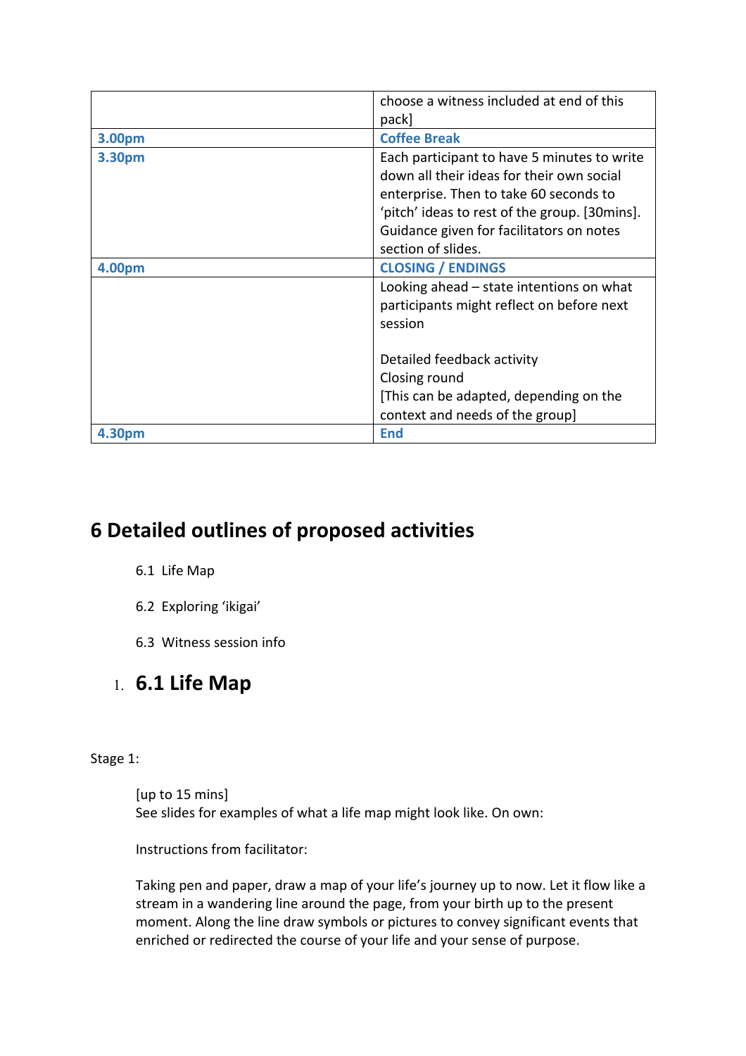| | |
|---|---|
| | choose a witness included at end of this pack] |
| **3.00pm** | **Coffee Break** |
| **3.30pm** | Each participant to have 5 minutes to write down all their ideas for their own social enterprise. Then to take 60 seconds to 'pitch' ideas to rest of the group. [30mins]. Guidance given for facilitators on notes section of slides. |
| **4.00pm** | **CLOSING / ENDINGS** |
| | Looking ahead – state intentions on what participants might reflect on before next session<br><br>Detailed feedback activity<br>Closing round<br>[This can be adapted, depending on the context and needs of the group] |
| **4.30pm** | **End** |

# 6 Detailed outlines of proposed activities

6.1 Life Map

6.2 Exploring 'ikigai'

6.3 Witness session info

## 1. 6.1 Life Map

Stage 1:

[up to 15 mins]
See slides for examples of what a life map might look like. On own:

Instructions from facilitator:

Taking pen and paper, draw a map of your life's journey up to now. Let it flow like a stream in a wandering line around the page, from your birth up to the present moment. Along the line draw symbols or pictures to convey significant events that enriched or redirected the course of your life and your sense of purpose.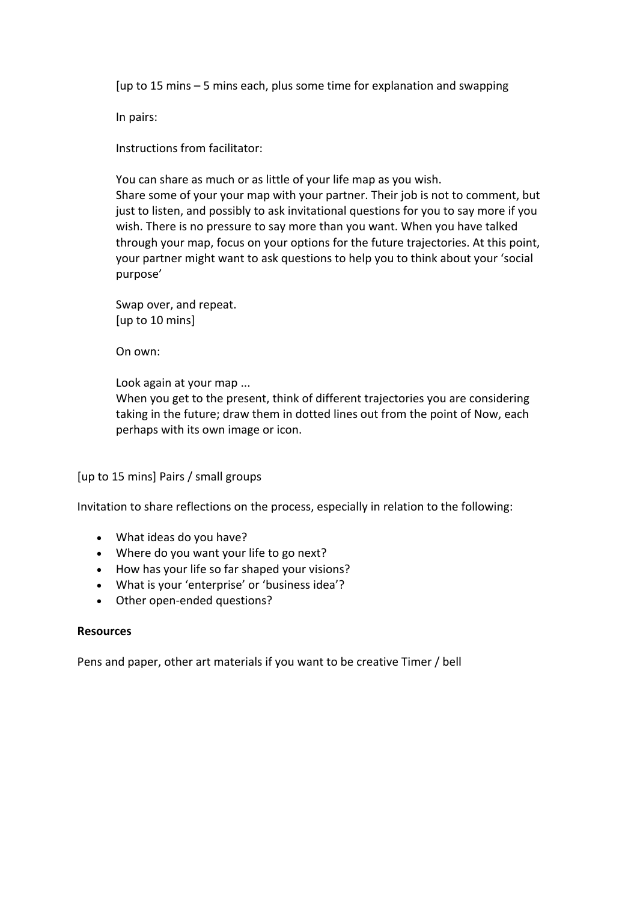[up to 15 mins – 5 mins each, plus some time for explanation and swapping

In pairs:

Instructions from facilitator:

You can share as much or as little of your life map as you wish.
Share some of your your map with your partner. Their job is not to comment, but just to listen, and possibly to ask invitational questions for you to say more if you wish. There is no pressure to say more than you want. When you have talked through your map, focus on your options for the future trajectories. At this point, your partner might want to ask questions to help you to think about your 'social purpose'

Swap over, and repeat.
[up to 10 mins]

On own:

Look again at your map ...
When you get to the present, think of different trajectories you are considering taking in the future; draw them in dotted lines out from the point of Now, each perhaps with its own image or icon.

[up to 15 mins] Pairs / small groups

Invitation to share reflections on the process, especially in relation to the following:

- What ideas do you have?
- Where do you want your life to go next?
- How has your life so far shaped your visions?
- What is your 'enterprise' or 'business idea'?
- Other open-ended questions?

**Resources**

Pens and paper, other art materials if you want to be creative Timer / bell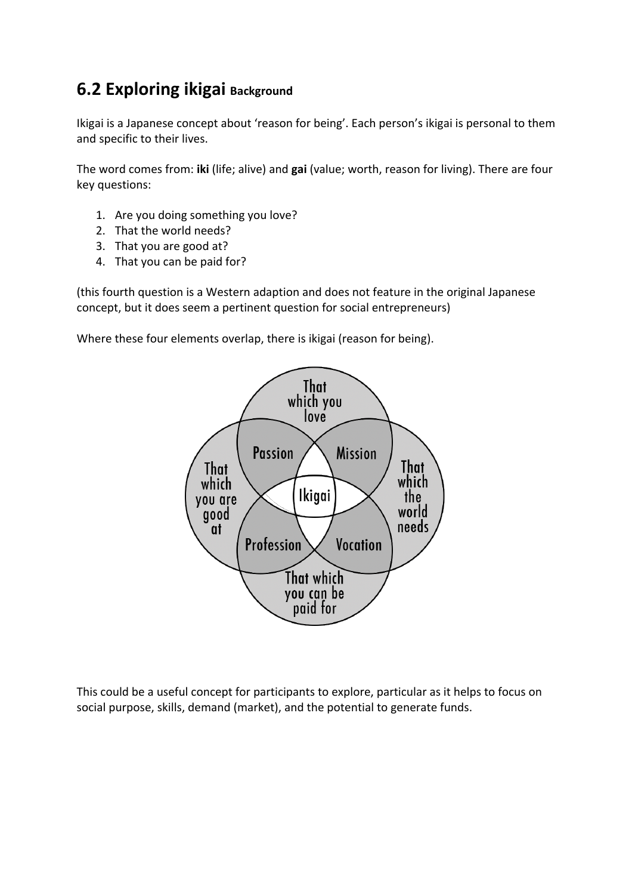## 6.2 Exploring ikigai **Background**

Ikigai is a Japanese concept about 'reason for being'. Each person's ikigai is personal to them and specific to their lives.

The word comes from: **iki** (life; alive) and **gai** (value; worth, reason for living). There are four key questions:

1. Are you doing something you love?
2. That the world needs?
3. That you are good at?
4. That you can be paid for?

(this fourth question is a Western adaption and does not feature in the original Japanese concept, but it does seem a pertinent question for social entrepreneurs)

Where these four elements overlap, there is ikigai (reason for being).

That which you love

Passion

Mission

That which you are good at

Ikigai

That which the world needs

Profession

Vocation

That which you can be paid for

This could be a useful concept for participants to explore, particular as it helps to focus on social purpose, skills, demand (market), and the potential to generate funds.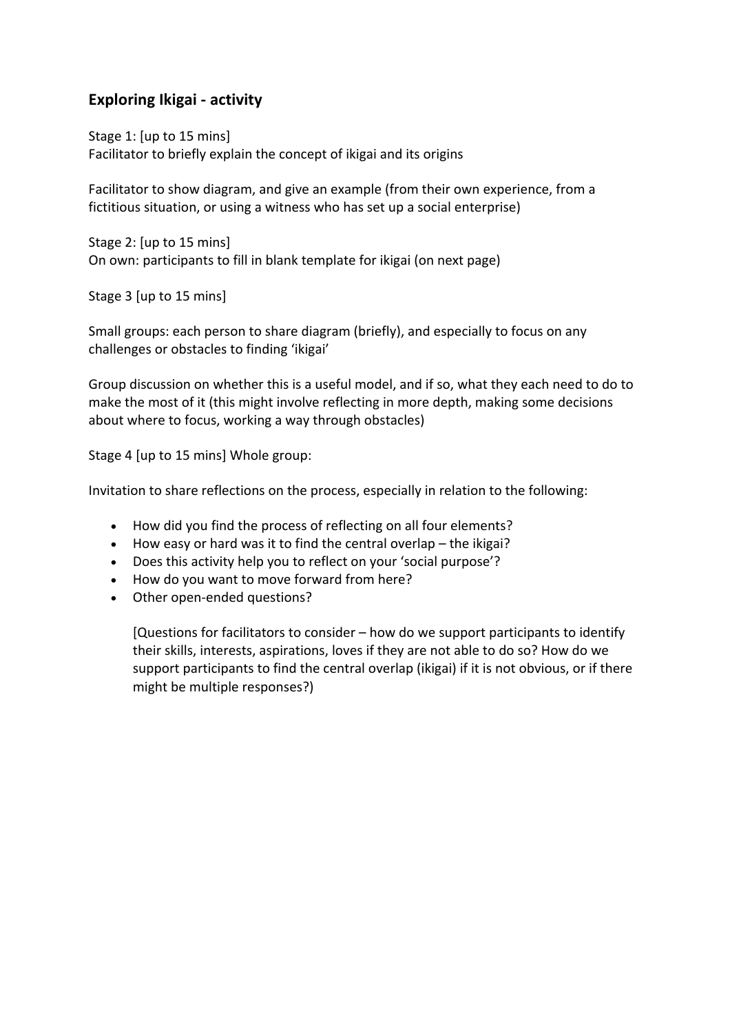## Exploring Ikigai - activity

Stage 1: [up to 15 mins]
Facilitator to briefly explain the concept of ikigai and its origins

Facilitator to show diagram, and give an example (from their own experience, from a fictitious situation, or using a witness who has set up a social enterprise)

Stage 2: [up to 15 mins]
On own: participants to fill in blank template for ikigai (on next page)

Stage 3 [up to 15 mins]

Small groups: each person to share diagram (briefly), and especially to focus on any challenges or obstacles to finding 'ikigai'

Group discussion on whether this is a useful model, and if so, what they each need to do to make the most of it (this might involve reflecting in more depth, making some decisions about where to focus, working a way through obstacles)

Stage 4 [up to 15 mins] Whole group:

Invitation to share reflections on the process, especially in relation to the following:

- How did you find the process of reflecting on all four elements?
- How easy or hard was it to find the central overlap – the ikigai?
- Does this activity help you to reflect on your 'social purpose'?
- How do you want to move forward from here?
- Other open-ended questions?

  [Questions for facilitators to consider – how do we support participants to identify their skills, interests, aspirations, loves if they are not able to do so? How do we support participants to find the central overlap (ikigai) if it is not obvious, or if there might be multiple responses?)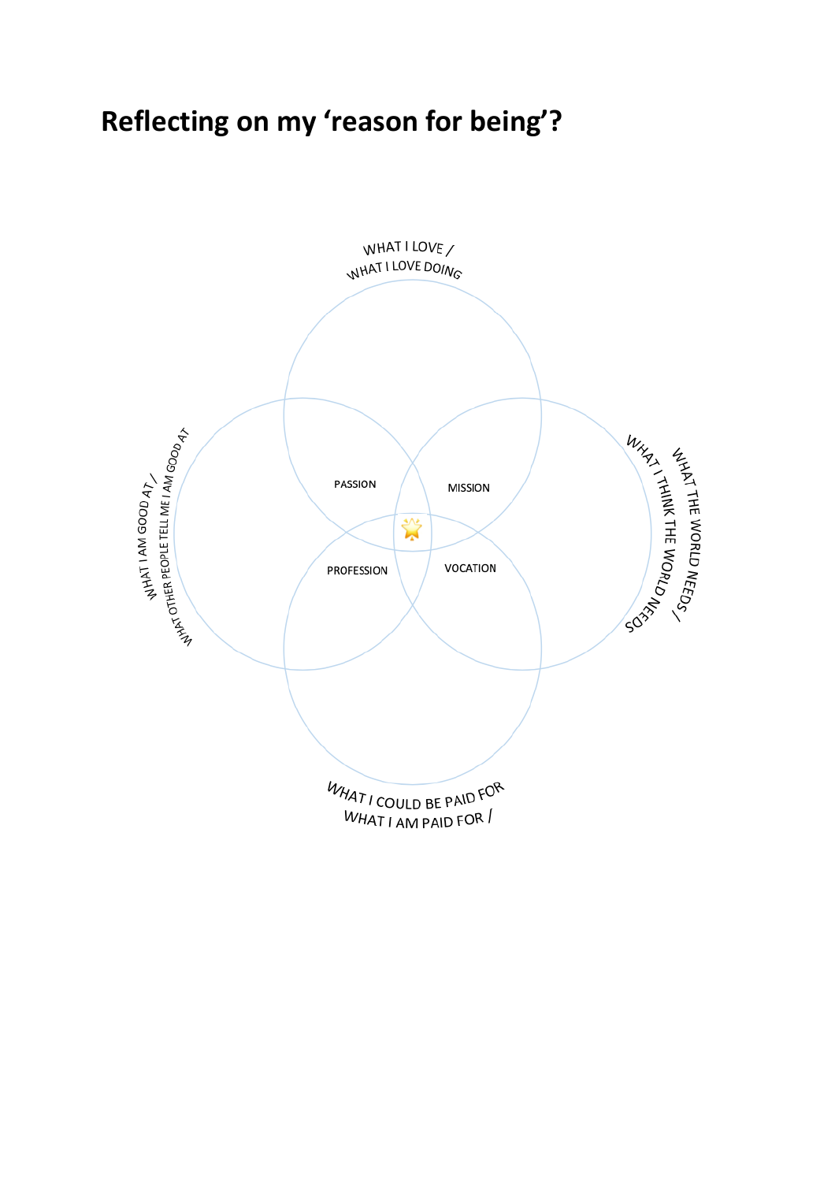# Reflecting on my 'reason for being'?

WHAT I LOVE / WHAT I LOVE DOING

WHAT I AM GOOD AT / WHAT OTHER PEOPLE TELL ME I AM GOOD AT

WHAT THE WORLD NEEDS / WHAT I THINK THE WORLD NEEDS

WHAT I AM PAID FOR / WHAT I COULD BE PAID FOR

PASSION

MISSION

PROFESSION

VOCATION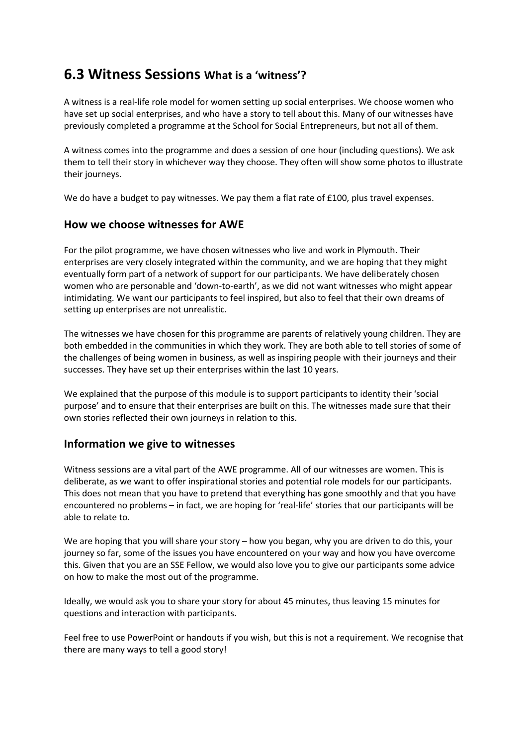## 6.3 Witness Sessions What is a 'witness'?

A witness is a real-life role model for women setting up social enterprises. We choose women who have set up social enterprises, and who have a story to tell about this. Many of our witnesses have previously completed a programme at the School for Social Entrepreneurs, but not all of them.

A witness comes into the programme and does a session of one hour (including questions). We ask them to tell their story in whichever way they choose. They often will show some photos to illustrate their journeys.

We do have a budget to pay witnesses. We pay them a flat rate of £100, plus travel expenses.

### How we choose witnesses for AWE

For the pilot programme, we have chosen witnesses who live and work in Plymouth. Their enterprises are very closely integrated within the community, and we are hoping that they might eventually form part of a network of support for our participants. We have deliberately chosen women who are personable and 'down-to-earth', as we did not want witnesses who might appear intimidating. We want our participants to feel inspired, but also to feel that their own dreams of setting up enterprises are not unrealistic.

The witnesses we have chosen for this programme are parents of relatively young children. They are both embedded in the communities in which they work. They are both able to tell stories of some of the challenges of being women in business, as well as inspiring people with their journeys and their successes. They have set up their enterprises within the last 10 years.

We explained that the purpose of this module is to support participants to identity their 'social purpose' and to ensure that their enterprises are built on this. The witnesses made sure that their own stories reflected their own journeys in relation to this.

### Information we give to witnesses

Witness sessions are a vital part of the AWE programme. All of our witnesses are women. This is deliberate, as we want to offer inspirational stories and potential role models for our participants. This does not mean that you have to pretend that everything has gone smoothly and that you have encountered no problems – in fact, we are hoping for 'real-life' stories that our participants will be able to relate to.

We are hoping that you will share your story – how you began, why you are driven to do this, your journey so far, some of the issues you have encountered on your way and how you have overcome this. Given that you are an SSE Fellow, we would also love you to give our participants some advice on how to make the most out of the programme.

Ideally, we would ask you to share your story for about 45 minutes, thus leaving 15 minutes for questions and interaction with participants.

Feel free to use PowerPoint or handouts if you wish, but this is not a requirement. We recognise that there are many ways to tell a good story!